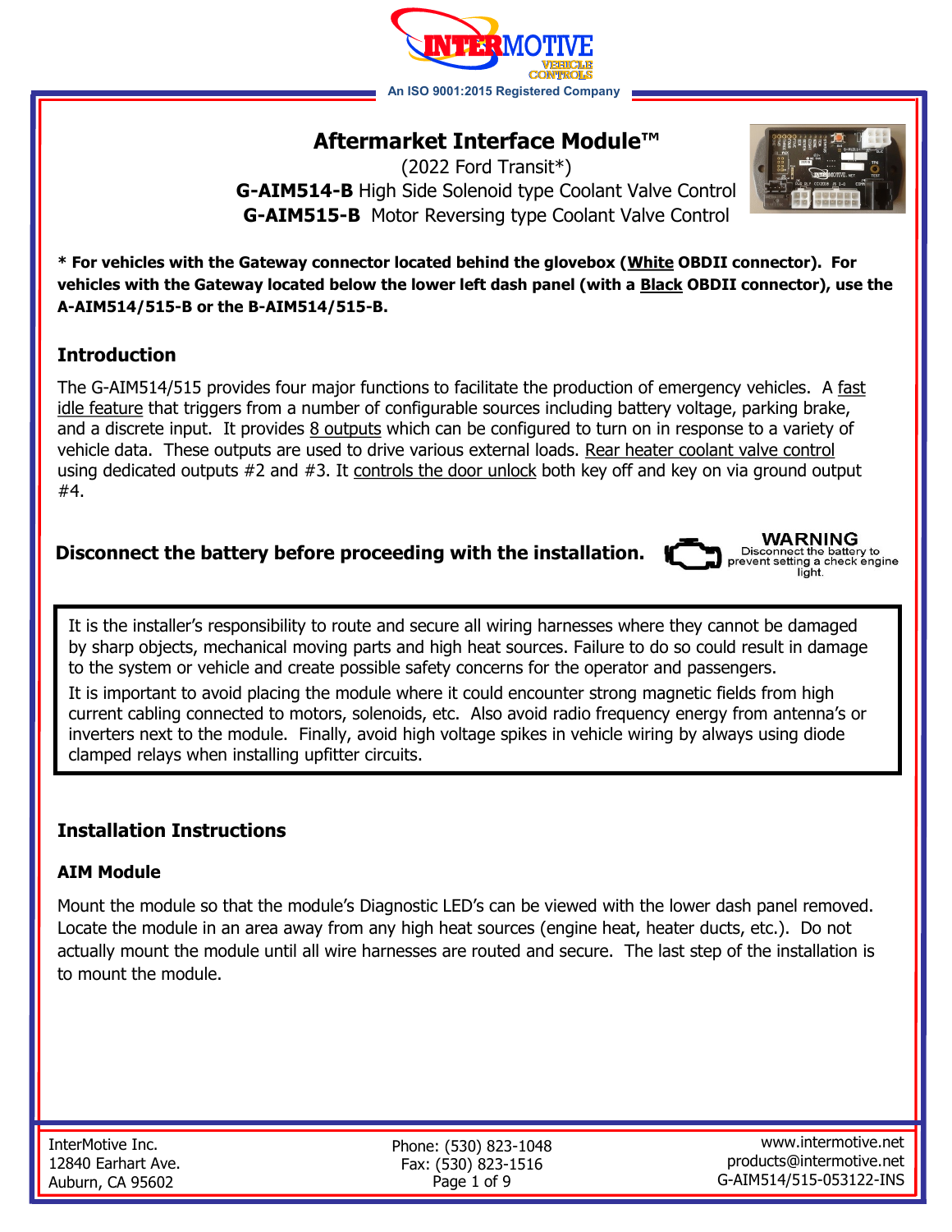# Aftermarket Interface Module™

(2022 Ford Transit*)

**G-AIM514-B** High Side Solenoid type Coolant Valve Control

**G-AIM515-B** Motor Reversing type Coolant Valve Control

**\* For vehicles with the Gateway connector located behind the glovebox (White OBDII connector). For vehicles with the Gateway located below the lower left dash panel (with a Black OBDII connector), use the A-AIM514/515-B or the B-AIM514/515-B.**

## Introduction

The G-AIM514/515 provides four major functions to facilitate the production of emergency vehicles. A fast idle feature that triggers from a number of configurable sources including battery voltage, parking brake, and a discrete input. It provides 8 outputs which can be configured to turn on in response to a variety of vehicle data. These outputs are used to drive various external loads. Rear heater coolant valve control using dedicated outputs #2 and #3. It controls the door unlock both key off and key on via ground output #4.

**Disconnect the battery before proceeding with the installation.**

**WARNING**
Disconnect the battery to prevent setting a check engine light.

It is the installer's responsibility to route and secure all wiring harnesses where they cannot be damaged by sharp objects, mechanical moving parts and high heat sources. Failure to do so could result in damage to the system or vehicle and create possible safety concerns for the operator and passengers.

It is important to avoid placing the module where it could encounter strong magnetic fields from high current cabling connected to motors, solenoids, etc. Also avoid radio frequency energy from antenna's or inverters next to the module. Finally, avoid high voltage spikes in vehicle wiring by always using diode clamped relays when installing upfitter circuits.

## Installation Instructions

### AIM Module

Mount the module so that the module's Diagnostic LED's can be viewed with the lower dash panel removed. Locate the module in an area away from any high heat sources (engine heat, heater ducts, etc.). Do not actually mount the module until all wire harnesses are routed and secure. The last step of the installation is to mount the module.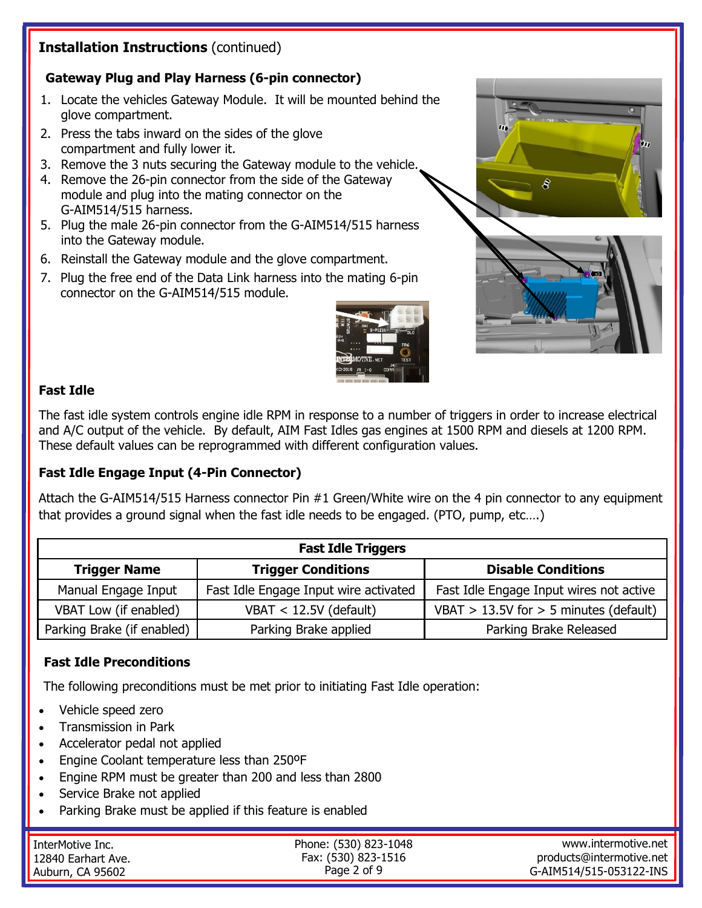## Installation Instructions (continued)

### Gateway Plug and Play Harness (6-pin connector)

1. Locate the vehicles Gateway Module. It will be mounted behind the glove compartment.
2. Press the tabs inward on the sides of the glove compartment and fully lower it.
3. Remove the 3 nuts securing the Gateway module to the vehicle.
4. Remove the 26-pin connector from the side of the Gateway module and plug into the mating connector on the G-AIM514/515 harness.
5. Plug the male 26-pin connector from the G-AIM514/515 harness into the Gateway module.
6. Reinstall the Gateway module and the glove compartment.
7. Plug the free end of the Data Link harness into the mating 6-pin connector on the G-AIM514/515 module.

### Fast Idle

The fast idle system controls engine idle RPM in response to a number of triggers in order to increase electrical and A/C output of the vehicle. By default, AIM Fast Idles gas engines at 1500 RPM and diesels at 1200 RPM. These default values can be reprogrammed with different configuration values.

### Fast Idle Engage Input (4-Pin Connector)

Attach the G-AIM514/515 Harness connector Pin #1 Green/White wire on the 4 pin connector to any equipment that provides a ground signal when the fast idle needs to be engaged. (PTO, pump, etc….)

| Fast Idle Triggers | | |
|---|---|---|
| **Trigger Name** | **Trigger Conditions** | **Disable Conditions** |
| Manual Engage Input | Fast Idle Engage Input wire activated | Fast Idle Engage Input wires not active |
| VBAT Low (if enabled) | VBAT < 12.5V (default) | VBAT > 13.5V for > 5 minutes (default) |
| Parking Brake (if enabled) | Parking Brake applied | Parking Brake Released |

### Fast Idle Preconditions

The following preconditions must be met prior to initiating Fast Idle operation:

- Vehicle speed zero
- Transmission in Park
- Accelerator pedal not applied
- Engine Coolant temperature less than 250ºF
- Engine RPM must be greater than 200 and less than 2800
- Service Brake not applied
- Parking Brake must be applied if this feature is enabled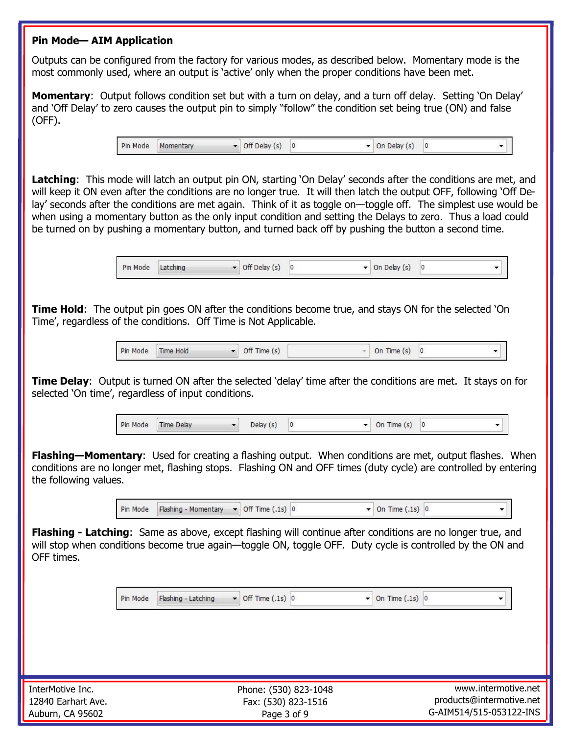**Pin Mode— AIM Application**

Outputs can be configured from the factory for various modes, as described below. Momentary mode is the most commonly used, where an output is 'active' only when the proper conditions have been met.

**Momentary**: Output follows condition set but with a turn on delay, and a turn off delay. Setting 'On Delay' and 'Off Delay' to zero causes the output pin to simply "follow" the condition set being true (ON) and false (OFF).

| Pin Mode | Momentary | Off Delay (s) | 0 | On Delay (s) | 0 |
|---|---|---|---|---|---|

**Latching**: This mode will latch an output pin ON, starting 'On Delay' seconds after the conditions are met, and will keep it ON even after the conditions are no longer true. It will then latch the output OFF, following 'Off Delay' seconds after the conditions are met again. Think of it as toggle on—toggle off. The simplest use would be when using a momentary button as the only input condition and setting the Delays to zero. Thus a load could be turned on by pushing a momentary button, and turned back off by pushing the button a second time.

| Pin Mode | Latching | Off Delay (s) | 0 | On Delay (s) | 0 |
|---|---|---|---|---|---|

**Time Hold**: The output pin goes ON after the conditions become true, and stays ON for the selected 'On Time', regardless of the conditions. Off Time is Not Applicable.

| Pin Mode | Time Hold | Off Time (s) | | On Time (s) | 0 |
|---|---|---|---|---|---|

**Time Delay**: Output is turned ON after the selected 'delay' time after the conditions are met. It stays on for selected 'On time', regardless of input conditions.

| Pin Mode | Time Delay | Delay (s) | 0 | On Time (s) | 0 |
|---|---|---|---|---|---|

**Flashing—Momentary**: Used for creating a flashing output. When conditions are met, output flashes. When conditions are no longer met, flashing stops. Flashing ON and OFF times (duty cycle) are controlled by entering the following values.

| Pin Mode | Flashing - Momentary | Off Time (.1s) | 0 | On Time (.1s) | 0 |
|---|---|---|---|---|---|

**Flashing - Latching**: Same as above, except flashing will continue after conditions are no longer true, and will stop when conditions become true again—toggle ON, toggle OFF. Duty cycle is controlled by the ON and OFF times.

| Pin Mode | Flashing - Latching | Off Time (.1s) | 0 | On Time (.1s) | 0 |
|---|---|---|---|---|---|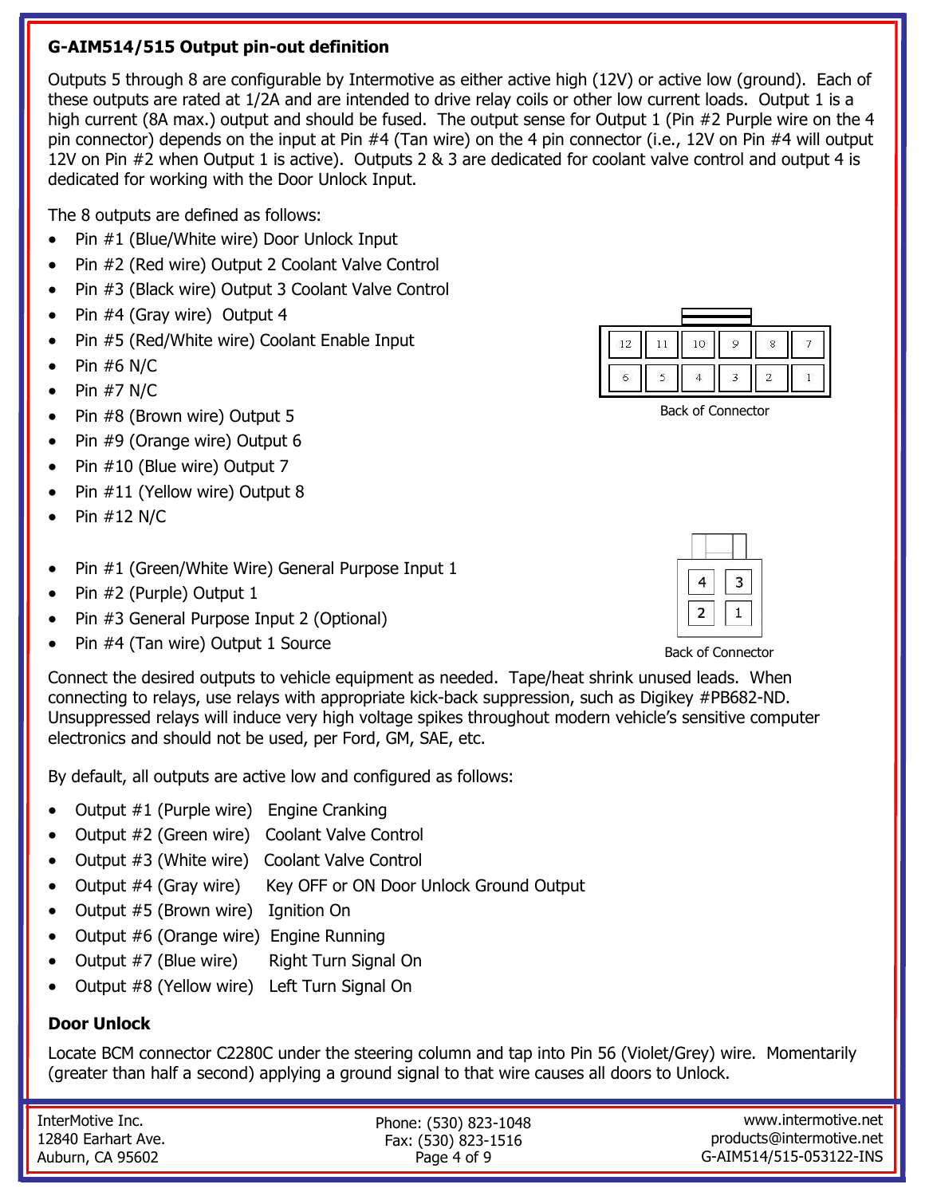## G-AIM514/515 Output pin-out definition

Outputs 5 through 8 are configurable by Intermotive as either active high (12V) or active low (ground). Each of these outputs are rated at 1/2A and are intended to drive relay coils or other low current loads. Output 1 is a high current (8A max.) output and should be fused. The output sense for Output 1 (Pin #2 Purple wire on the 4 pin connector) depends on the input at Pin #4 (Tan wire) on the 4 pin connector (i.e., 12V on Pin #4 will output 12V on Pin #2 when Output 1 is active). Outputs 2 & 3 are dedicated for coolant valve control and output 4 is dedicated for working with the Door Unlock Input.

The 8 outputs are defined as follows:

- Pin #1 (Blue/White wire) Door Unlock Input
- Pin #2 (Red wire) Output 2 Coolant Valve Control
- Pin #3 (Black wire) Output 3 Coolant Valve Control
- Pin #4 (Gray wire) Output 4
- Pin #5 (Red/White wire) Coolant Enable Input
- Pin #6 N/C
- Pin #7 N/C
- Pin #8 (Brown wire) Output 5
- Pin #9 (Orange wire) Output 6
- Pin #10 (Blue wire) Output 7
- Pin #11 (Yellow wire) Output 8
- Pin #12 N/C

| 12 | 11 | 10 | 9 | 8 | 7 |
|---|---|---|---|---|---|
| 6 | 5 | 4 | 3 | 2 | 1 |

Back of Connector

- Pin #1 (Green/White Wire) General Purpose Input 1
- Pin #2 (Purple) Output 1
- Pin #3 General Purpose Input 2 (Optional)
- Pin #4 (Tan wire) Output 1 Source

| 4 | 3 |
|---|---|
| 2 | 1 |

Back of Connector

Connect the desired outputs to vehicle equipment as needed. Tape/heat shrink unused leads. When connecting to relays, use relays with appropriate kick-back suppression, such as Digikey #PB682-ND. Unsuppressed relays will induce very high voltage spikes throughout modern vehicle's sensitive computer electronics and should not be used, per Ford, GM, SAE, etc.

By default, all outputs are active low and configured as follows:

- Output #1 (Purple wire) Engine Cranking
- Output #2 (Green wire) Coolant Valve Control
- Output #3 (White wire) Coolant Valve Control
- Output #4 (Gray wire) Key OFF or ON Door Unlock Ground Output
- Output #5 (Brown wire) Ignition On
- Output #6 (Orange wire) Engine Running
- Output #7 (Blue wire) Right Turn Signal On
- Output #8 (Yellow wire) Left Turn Signal On

### Door Unlock

Locate BCM connector C2280C under the steering column and tap into Pin 56 (Violet/Grey) wire. Momentarily (greater than half a second) applying a ground signal to that wire causes all doors to Unlock.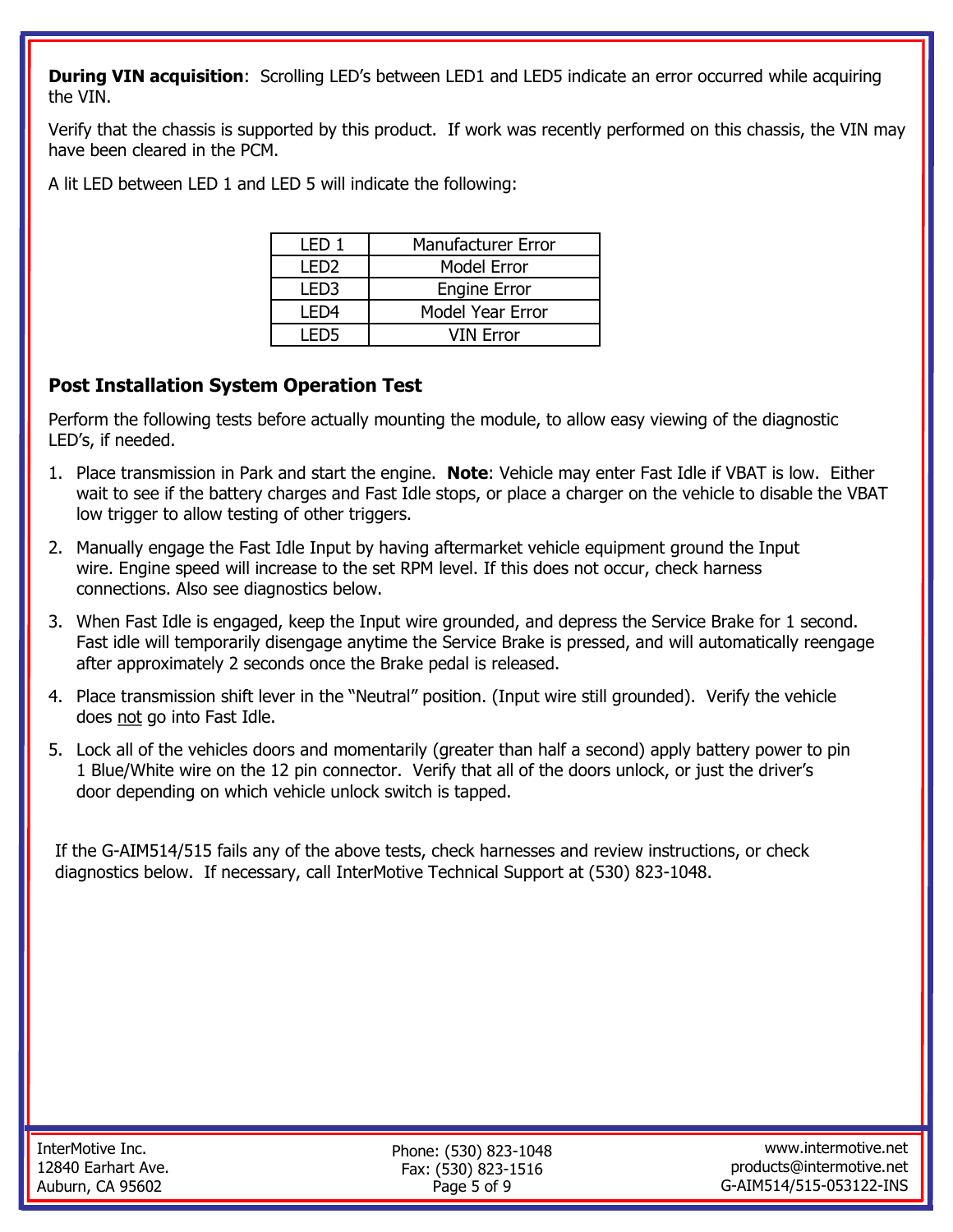**During VIN acquisition**: Scrolling LED's between LED1 and LED5 indicate an error occurred while acquiring the VIN.

Verify that the chassis is supported by this product. If work was recently performed on this chassis, the VIN may have been cleared in the PCM.

A lit LED between LED 1 and LED 5 will indicate the following:

| LED 1 | Manufacturer Error |
|---|---|
| LED2 | Model Error |
| LED3 | Engine Error |
| LED4 | Model Year Error |
| LED5 | VIN Error |

## Post Installation System Operation Test

Perform the following tests before actually mounting the module, to allow easy viewing of the diagnostic LED's, if needed.

1. Place transmission in Park and start the engine. **Note**: Vehicle may enter Fast Idle if VBAT is low. Either wait to see if the battery charges and Fast Idle stops, or place a charger on the vehicle to disable the VBAT low trigger to allow testing of other triggers.
2. Manually engage the Fast Idle Input by having aftermarket vehicle equipment ground the Input wire. Engine speed will increase to the set RPM level. If this does not occur, check harness connections. Also see diagnostics below.
3. When Fast Idle is engaged, keep the Input wire grounded, and depress the Service Brake for 1 second. Fast idle will temporarily disengage anytime the Service Brake is pressed, and will automatically reengage after approximately 2 seconds once the Brake pedal is released.
4. Place transmission shift lever in the "Neutral" position. (Input wire still grounded). Verify the vehicle does <u>not</u> go into Fast Idle.
5. Lock all of the vehicles doors and momentarily (greater than half a second) apply battery power to pin 1 Blue/White wire on the 12 pin connector. Verify that all of the doors unlock, or just the driver's door depending on which vehicle unlock switch is tapped.

If the G-AIM514/515 fails any of the above tests, check harnesses and review instructions, or check diagnostics below. If necessary, call InterMotive Technical Support at (530) 823-1048.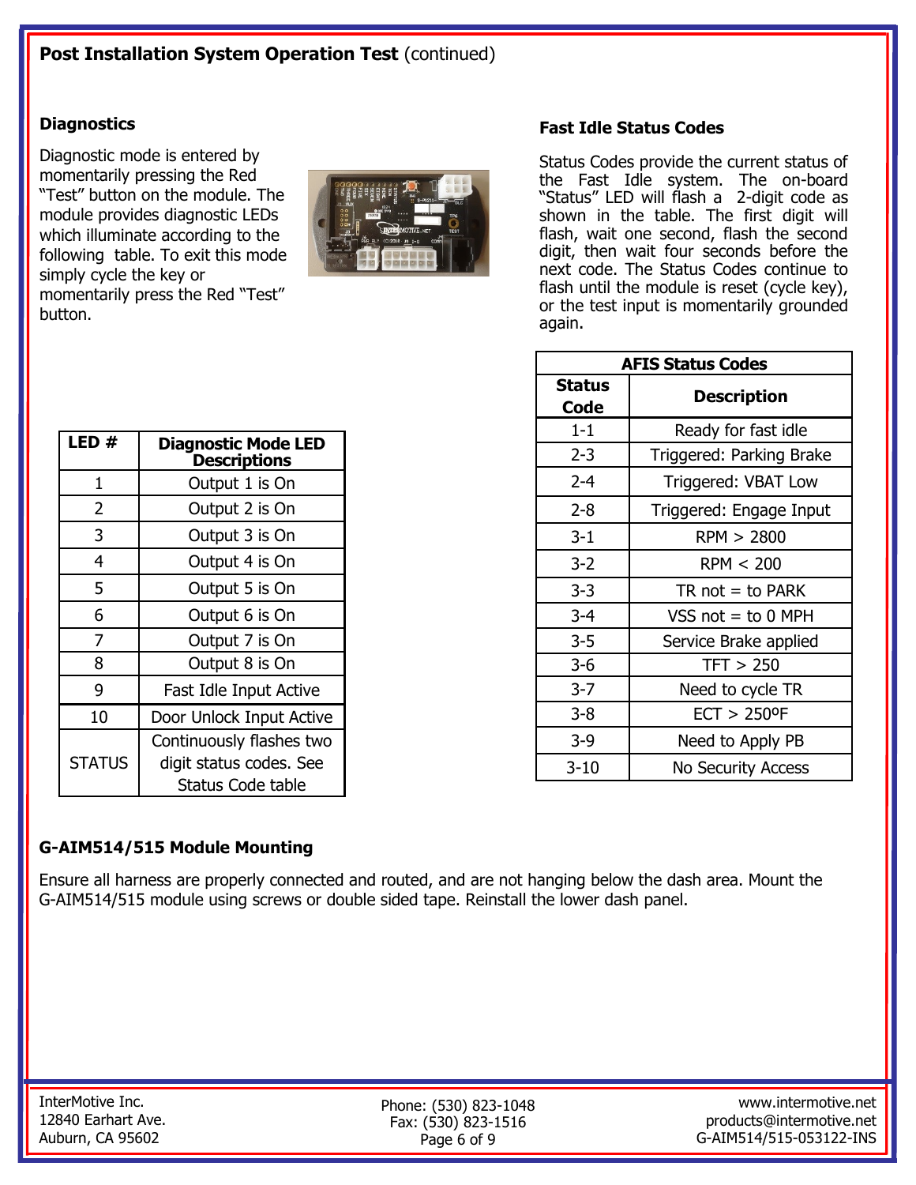## Post Installation System Operation Test (continued)

### Diagnostics

Diagnostic mode is entered by momentarily pressing the Red "Test" button on the module. The module provides diagnostic LEDs which illuminate according to the following table. To exit this mode simply cycle the key or momentarily press the Red "Test" button.

| LED # | Diagnostic Mode LED Descriptions |
|---|---|
| 1 | Output 1 is On |
| 2 | Output 2 is On |
| 3 | Output 3 is On |
| 4 | Output 4 is On |
| 5 | Output 5 is On |
| 6 | Output 6 is On |
| 7 | Output 7 is On |
| 8 | Output 8 is On |
| 9 | Fast Idle Input Active |
| 10 | Door Unlock Input Active |
| STATUS | Continuously flashes two digit status codes. See Status Code table |

### Fast Idle Status Codes

Status Codes provide the current status of the Fast Idle system. The on-board "Status" LED will flash a 2-digit code as shown in the table. The first digit will flash, wait one second, flash the second digit, then wait four seconds before the next code. The Status Codes continue to flash until the module is reset (cycle key), or the test input is momentarily grounded again.

| AFIS Status Codes | |
|---|---|
| **Status Code** | **Description** |
| 1-1 | Ready for fast idle |
| 2-3 | Triggered: Parking Brake |
| 2-4 | Triggered: VBAT Low |
| 2-8 | Triggered: Engage Input |
| 3-1 | RPM > 2800 |
| 3-2 | RPM < 200 |
| 3-3 | TR not = to PARK |
| 3-4 | VSS not = to 0 MPH |
| 3-5 | Service Brake applied |
| 3-6 | TFT > 250 |
| 3-7 | Need to cycle TR |
| 3-8 | ECT > 250ºF |
| 3-9 | Need to Apply PB |
| 3-10 | No Security Access |

### G-AIM514/515 Module Mounting

Ensure all harness are properly connected and routed, and are not hanging below the dash area. Mount the G-AIM514/515 module using screws or double sided tape. Reinstall the lower dash panel.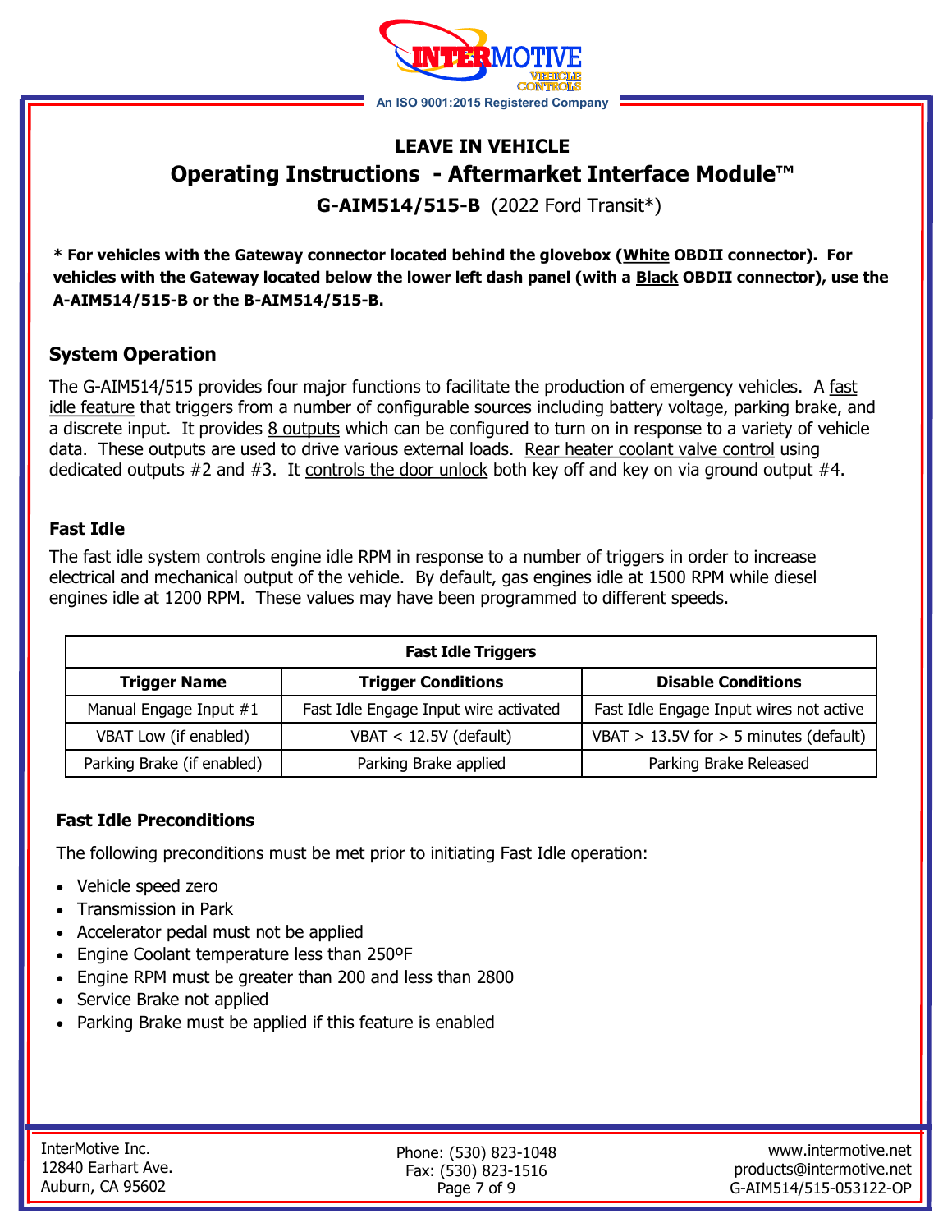**LEAVE IN VEHICLE**

# Operating Instructions - Aftermarket Interface Module™

**G-AIM514/515-B** (2022 Ford Transit*)

**\* For vehicles with the Gateway connector located behind the glovebox (White OBDII connector). For vehicles with the Gateway located below the lower left dash panel (with a Black OBDII connector), use the A-AIM514/515-B or the B-AIM514/515-B.**

## System Operation

The G-AIM514/515 provides four major functions to facilitate the production of emergency vehicles. A fast idle feature that triggers from a number of configurable sources including battery voltage, parking brake, and a discrete input. It provides 8 outputs which can be configured to turn on in response to a variety of vehicle data. These outputs are used to drive various external loads. Rear heater coolant valve control using dedicated outputs #2 and #3. It controls the door unlock both key off and key on via ground output #4.

### Fast Idle

The fast idle system controls engine idle RPM in response to a number of triggers in order to increase electrical and mechanical output of the vehicle. By default, gas engines idle at 1500 RPM while diesel engines idle at 1200 RPM. These values may have been programmed to different speeds.

| Fast Idle Triggers | | |
|---|---|---|
| **Trigger Name** | **Trigger Conditions** | **Disable Conditions** |
| Manual Engage Input #1 | Fast Idle Engage Input wire activated | Fast Idle Engage Input wires not active |
| VBAT Low (if enabled) | VBAT < 12.5V (default) | VBAT > 13.5V for > 5 minutes (default) |
| Parking Brake (if enabled) | Parking Brake applied | Parking Brake Released |

### Fast Idle Preconditions

The following preconditions must be met prior to initiating Fast Idle operation:

- Vehicle speed zero
- Transmission in Park
- Accelerator pedal must not be applied
- Engine Coolant temperature less than 250ºF
- Engine RPM must be greater than 200 and less than 2800
- Service Brake not applied
- Parking Brake must be applied if this feature is enabled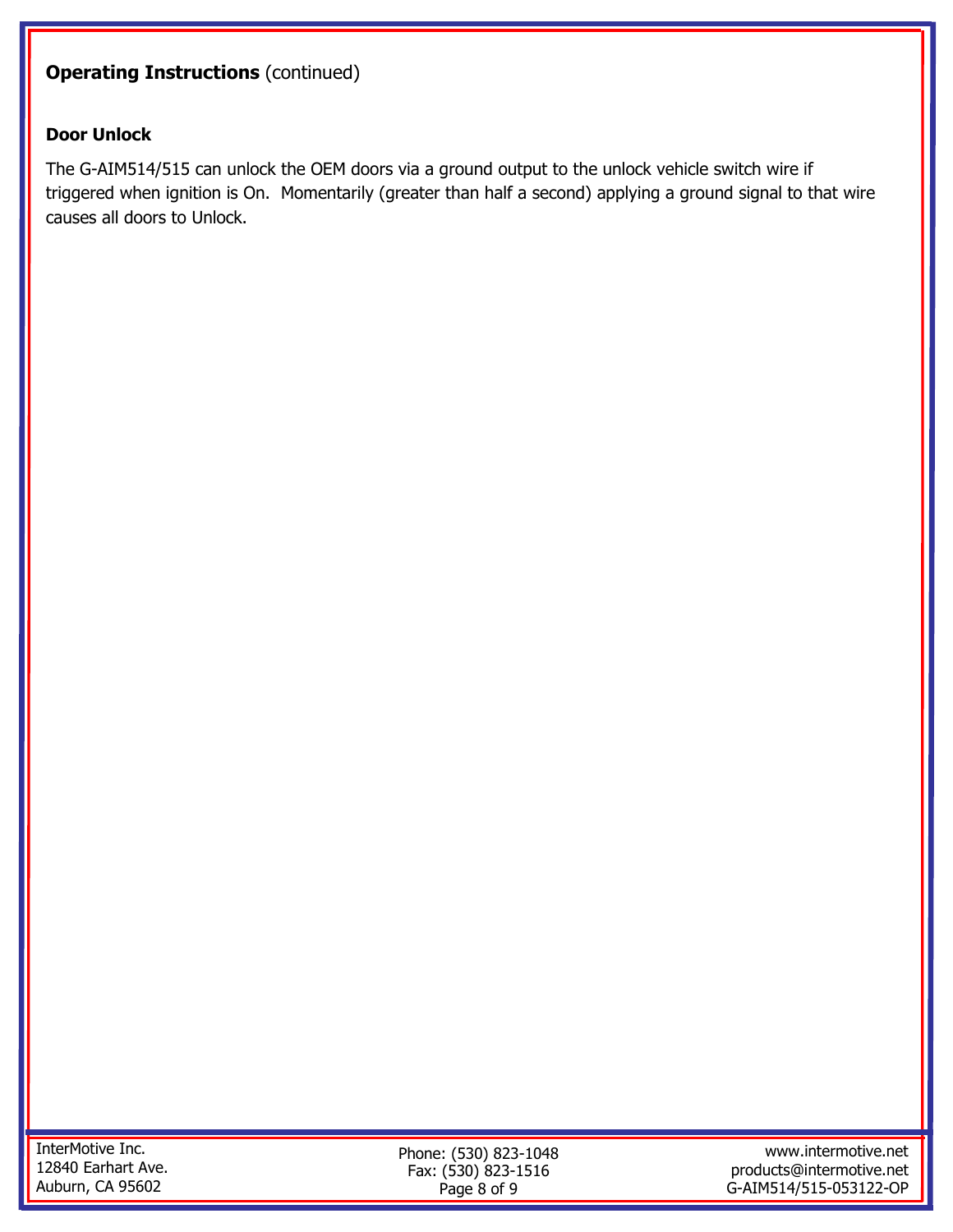**Operating Instructions** (continued)

**Door Unlock**

The G-AIM514/515 can unlock the OEM doors via a ground output to the unlock vehicle switch wire if triggered when ignition is On. Momentarily (greater than half a second) applying a ground signal to that wire causes all doors to Unlock.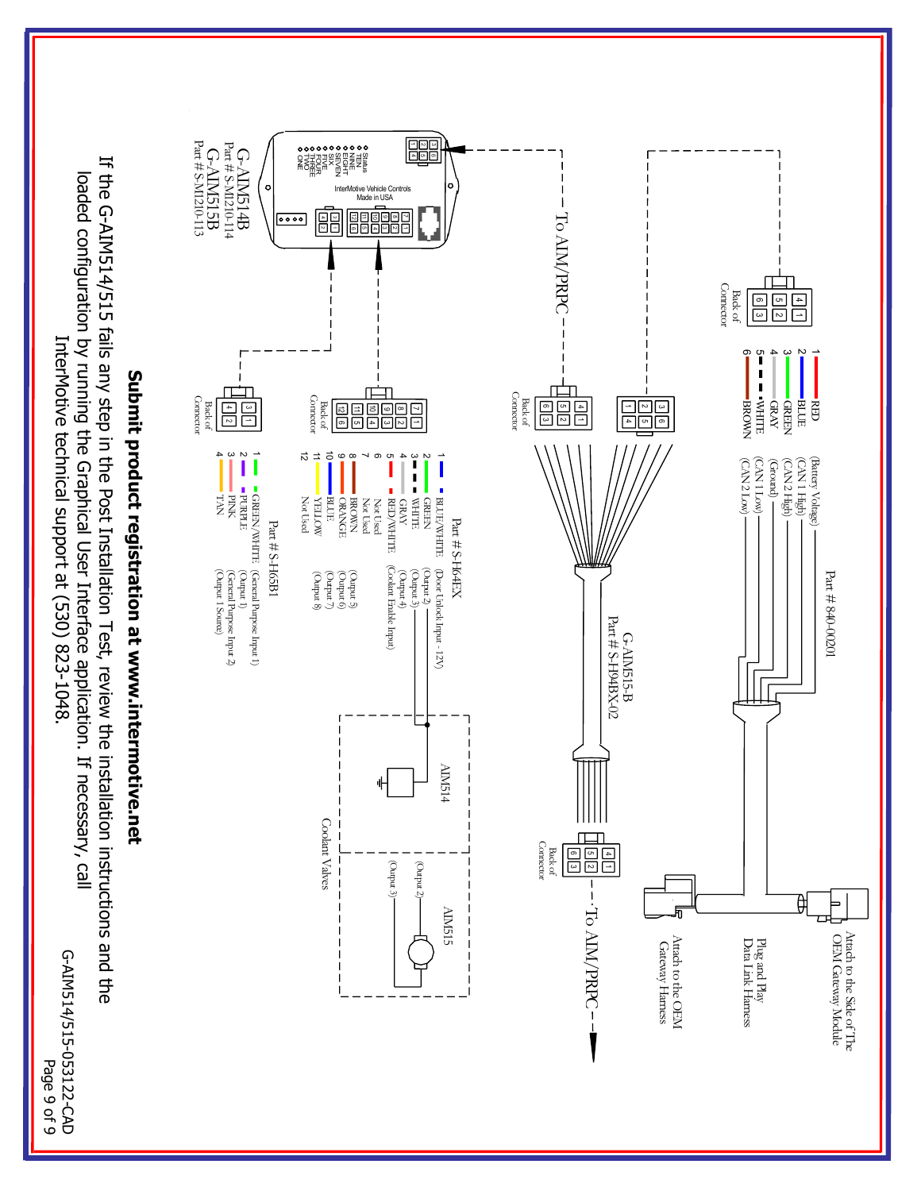G-AIM514B
Part # S-MI210-114
G-AIM515B
Part # S-MI210-113

InterMotive Vehicle Controls
Made in USA

Status
TEN
NINE
EIGHT
SEVEN
SIX
FIVE
FOUR
THREE
TWO
ONE

To AIM/PRPC

Back of Connector

Part # 840-00201

| | | | |
|---|---|---|---|
| 1 | RED | (Battery Voltage) | |
| 2 | BLUE | (CAN 1 High) | |
| 3 | GREEN | (CAN 2 High) | |
| 4 | GRAY | (Ground) | |
| 5 | WHITE | (CAN 1 Low) | |
| 6 | BROWN | (CAN 2 Low) | |

Attach to the Side of The OEM Gateway Module

Plug and Play Data Link Harness

Attach to the OEM Gateway Harness

G-AIM515-B
Part # S-H94BX-02

To AIM/PRPC

Part # S-H64EX

| | | | |
|---|---|---|---|
| 1 | BLUE/WHITE | (Door Unlock Input - 12V) | |
| 2 | GREEN | (Output 2) | |
| 3 | WHITE | (Output 3) | |
| 4 | GRAY | (Output 4) | |
| 5 | RED/WHITE | (Coolant Enable Input) | |
| 6 | Not Used | | |
| 7 | Not Used | | |
| 8 | BROWN | (Output 5) | |
| 9 | ORANGE | (Output 6) | |
| 10 | BLUE | (Output 7) | |
| 11 | YELLOW | (Output 8) | |
| 12 | Not Used | | |

Part # S-H65B1

| | | |
|---|---|---|
| 1 | GREEN/WHITE | (General Purpose Input 1) |
| 2 | PURPLE | (Output 1) |
| 3 | PINK | (General Purpose Input 2) |
| 4 | TAN | (Output 1 Source) |

AIM514

AIM515

(Output 2)

(Output 3)

Coolant Valves

**Submit product registration at www.intermotive.net**

If the G-AIM514/515 fails any step in the Post Installation Test, review the installation instructions and the loaded configuration by running the Graphical User Interface application. If necessary, call InterMotive technical support at (530) 823-1048.

G-AIM514/515-053122-CAD